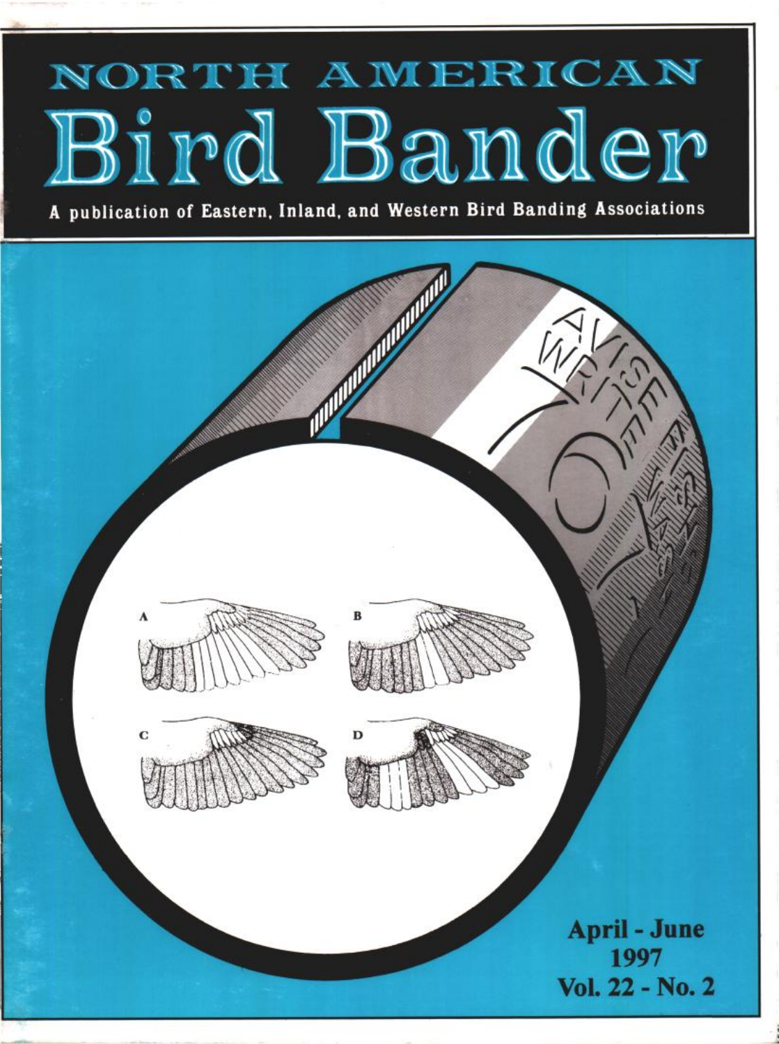# NORTH AMERICAN
# Bird Bander

A publication of Eastern, Inland, and Western Bird Banding Associations

A B C D

April - June
1997
Vol. 22 - No. 2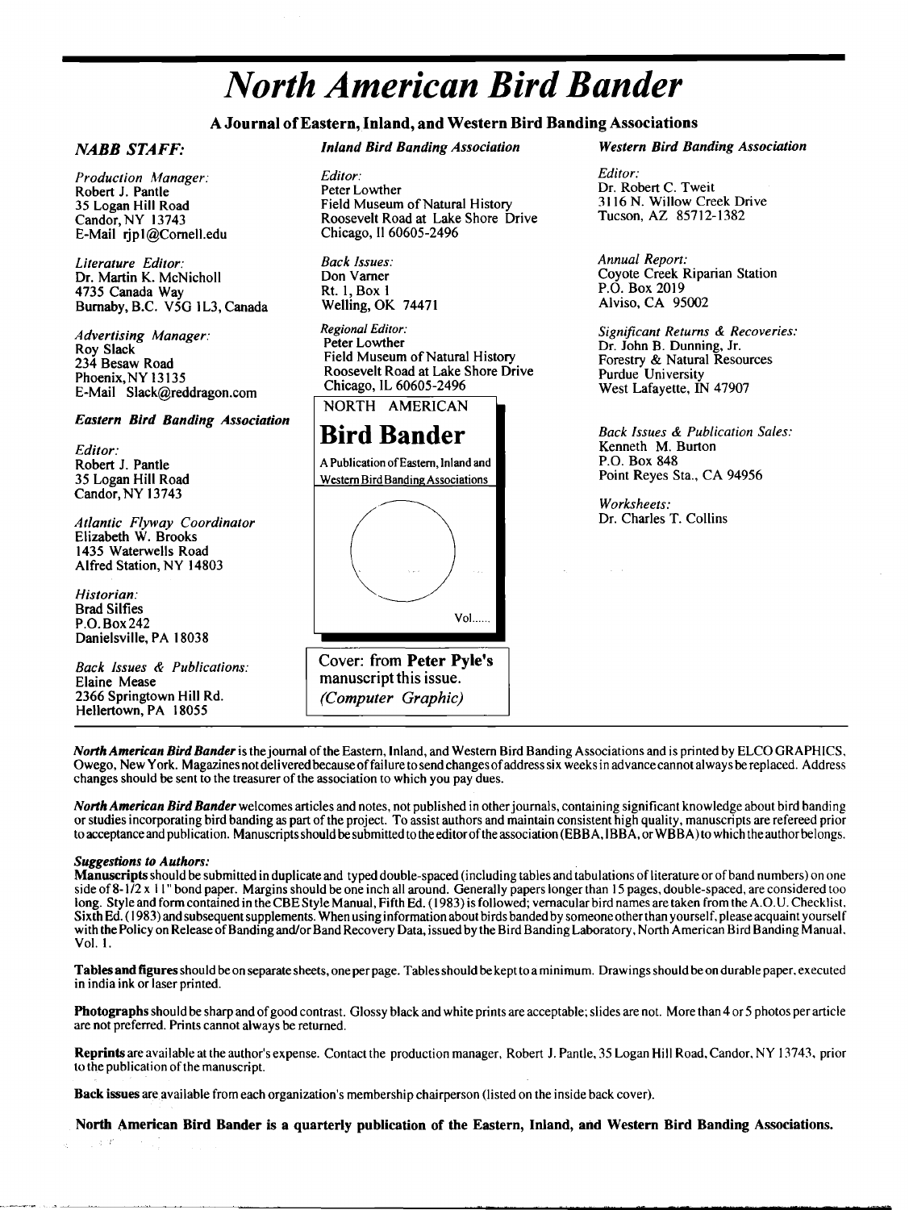# North American Bird Bander

**A Journal of Eastern, Inland, and Western Bird Banding Associations**

### *NABB STAFF:*

*Production Manager:*
Robert J. Pantle
35 Logan Hill Road
Candor, NY 13743
E-Mail rjp1@Cornell.edu

*Literature Editor:*
Dr. Martin K. McNicholl
4735 Canada Way
Burnaby, B.C. V5G 1L3, Canada

*Advertising Manager:*
Roy Slack
234 Besaw Road
Phoenix, NY 13135
E-Mail Slack@reddragon.com

### *Eastern Bird Banding Association*

*Editor:*
Robert J. Pantle
35 Logan Hill Road
Candor, NY 13743

*Atlantic Flyway Coordinator*
Elizabeth W. Brooks
1435 Waterwells Road
Alfred Station, NY 14803

*Historian:*
Brad Silfies
P.O. Box 242
Danielsville, PA 18038

*Back Issues & Publications:*
Elaine Mease
2366 Springtown Hill Rd.
Hellertown, PA 18055

### *Inland Bird Banding Association*

*Editor:*
Peter Lowther
Field Museum of Natural History
Roosevelt Road at Lake Shore Drive
Chicago, Il 60605-2496

*Back Issues:*
Don Varner
Rt. 1, Box 1
Welling, OK 74471

*Regional Editor:*
Peter Lowther
Field Museum of Natural History
Roosevelt Road at Lake Shore Drive
Chicago, IL 60605-2496

NORTH AMERICAN
**Bird Bander**
A Publication of Eastern, Inland and Western Bird Banding Associations
Vol......

Cover: from **Peter Pyle's** manuscript this issue.
*(Computer Graphic)*

### *Western Bird Banding Association*

*Editor:*
Dr. Robert C. Tweit
3116 N. Willow Creek Drive
Tucson, AZ 85712-1382

*Annual Report:*
Coyote Creek Riparian Station
P.O. Box 2019
Alviso, CA 95002

*Significant Returns & Recoveries:*
Dr. John B. Dunning, Jr.
Forestry & Natural Resources
Purdue University
West Lafayette, IN 47907

*Back Issues & Publication Sales:*
Kenneth M. Burton
P.O. Box 848
Point Reyes Sta., CA 94956

*Worksheets:*
Dr. Charles T. Collins

---

***North American Bird Bander*** is the journal of the Eastern, Inland, and Western Bird Banding Associations and is printed by ELCO GRAPHICS, Owego, New York. Magazines not delivered because of failure to send changes of address six weeks in advance cannot always be replaced. Address changes should be sent to the treasurer of the association to which you pay dues.

***North American Bird Bander*** welcomes articles and notes, not published in other journals, containing significant knowledge about bird banding or studies incorporating bird banding as part of the project. To assist authors and maintain consistent high quality, manuscripts are refereed prior to acceptance and publication. Manuscripts should be submitted to the editor of the association (EBBA, IBBA, or WBBA) to which the author belongs.

***Suggestions to Authors:***
**Manuscripts** should be submitted in duplicate and typed double-spaced (including tables and tabulations of literature or of band numbers) on one side of 8-1/2 x 11" bond paper. Margins should be one inch all around. Generally papers longer than 15 pages, double-spaced, are considered too long. Style and form contained in the CBE Style Manual, Fifth Ed. (1983) is followed; vernacular bird names are taken from the A.O.U. Checklist, Sixth Ed. (1983) and subsequent supplements. When using information about birds banded by someone other than yourself, please acquaint yourself with the Policy on Release of Banding and/or Band Recovery Data, issued by the Bird Banding Laboratory, North American Bird Banding Manual, Vol. 1.

**Tables and figures** should be on separate sheets, one per page. Tables should be kept to a minimum. Drawings should be on durable paper, executed in india ink or laser printed.

**Photographs** should be sharp and of good contrast. Glossy black and white prints are acceptable; slides are not. More than 4 or 5 photos per article are not preferred. Prints cannot always be returned.

**Reprints** are available at the author's expense. Contact the production manager, Robert J. Pantle, 35 Logan Hill Road, Candor, NY 13743, prior to the publication of the manuscript.

**Back issues** are available from each organization's membership chairperson (listed on the inside back cover).

**North American Bird Bander is a quarterly publication of the Eastern, Inland, and Western Bird Banding Associations.**